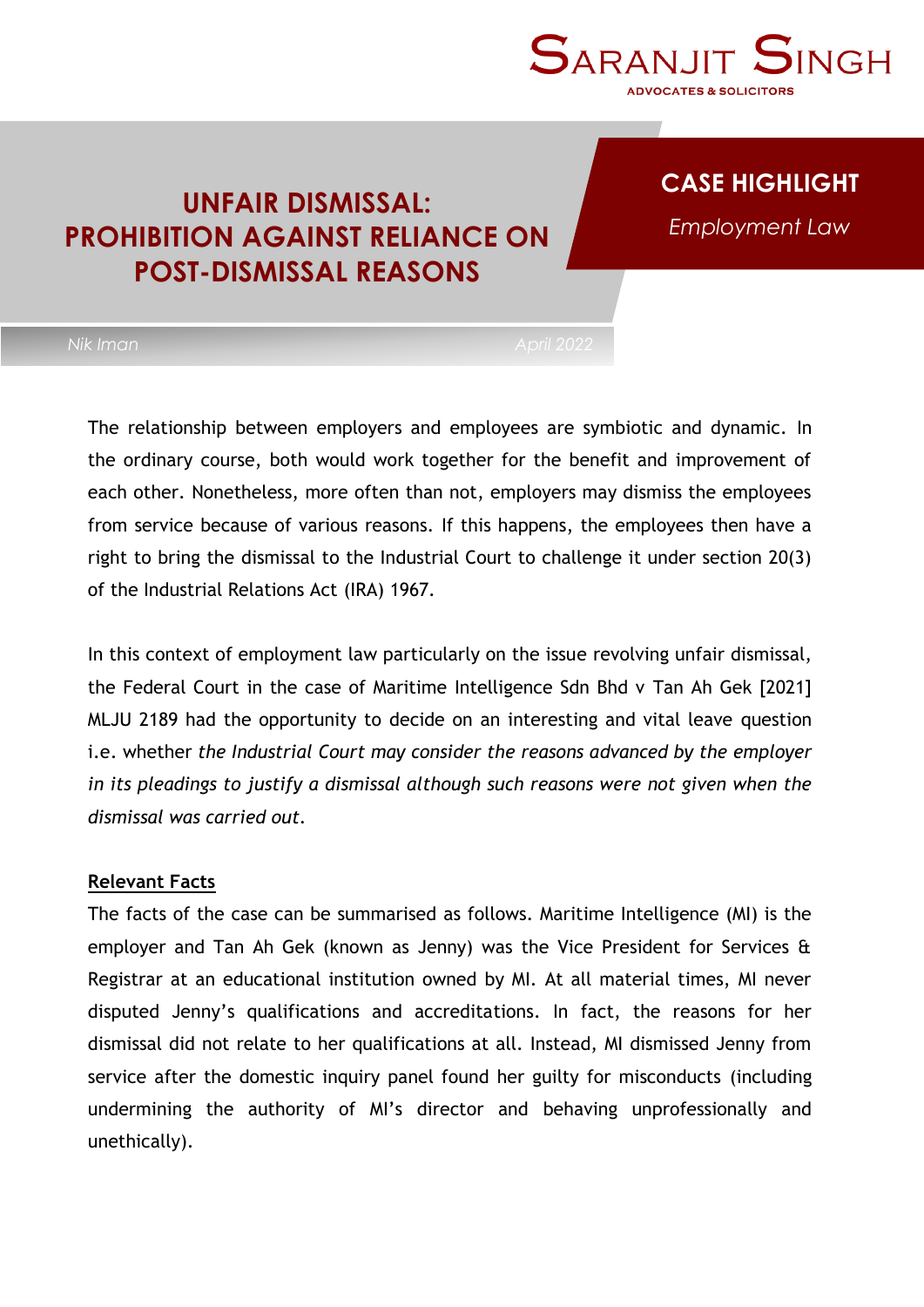SARANJIT SINGH
ADVOCATES & SOLICITORS

# UNFAIR DISMISSAL: PROHIBITION AGAINST RELIANCE ON POST-DISMISSAL REASONS

**CASE HIGHLIGHT**

*Employment Law*

*Nik Iman* | *April 2022*

The relationship between employers and employees are symbiotic and dynamic. In the ordinary course, both would work together for the benefit and improvement of each other. Nonetheless, more often than not, employers may dismiss the employees from service because of various reasons. If this happens, the employees then have a right to bring the dismissal to the Industrial Court to challenge it under section 20(3) of the Industrial Relations Act (IRA) 1967.

In this context of employment law particularly on the issue revolving unfair dismissal, the Federal Court in the case of Maritime Intelligence Sdn Bhd v Tan Ah Gek [2021] MLJU 2189 had the opportunity to decide on an interesting and vital leave question i.e. whether *the Industrial Court may consider the reasons advanced by the employer in its pleadings to justify a dismissal although such reasons were not given when the dismissal was carried out*.

## Relevant Facts

The facts of the case can be summarised as follows. Maritime Intelligence (MI) is the employer and Tan Ah Gek (known as Jenny) was the Vice President for Services & Registrar at an educational institution owned by MI. At all material times, MI never disputed Jenny's qualifications and accreditations. In fact, the reasons for her dismissal did not relate to her qualifications at all. Instead, MI dismissed Jenny from service after the domestic inquiry panel found her guilty for misconducts (including undermining the authority of MI's director and behaving unprofessionally and unethically).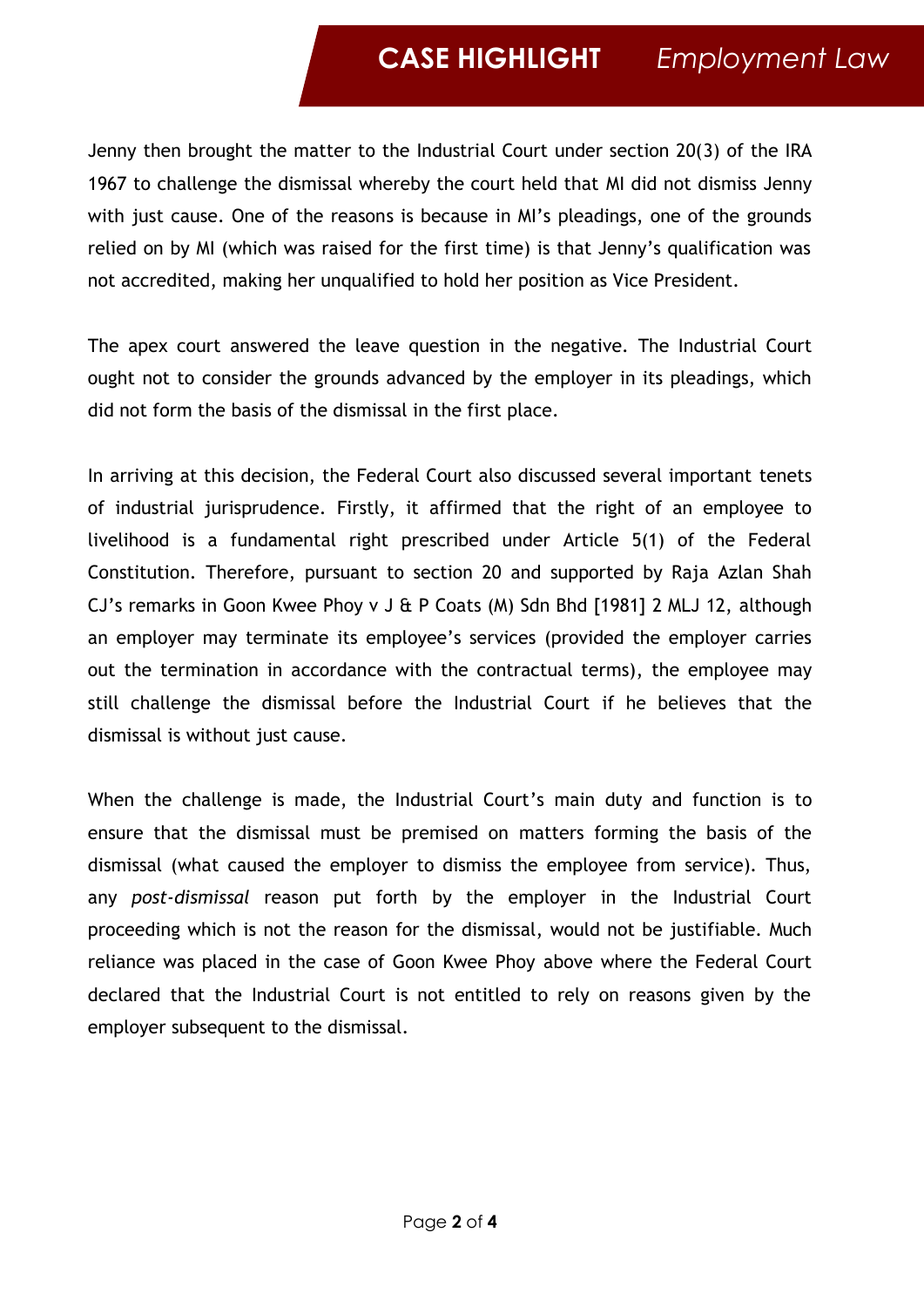Jenny then brought the matter to the Industrial Court under section 20(3) of the IRA 1967 to challenge the dismissal whereby the court held that MI did not dismiss Jenny with just cause. One of the reasons is because in MI's pleadings, one of the grounds relied on by MI (which was raised for the first time) is that Jenny's qualification was not accredited, making her unqualified to hold her position as Vice President.

The apex court answered the leave question in the negative. The Industrial Court ought not to consider the grounds advanced by the employer in its pleadings, which did not form the basis of the dismissal in the first place.

In arriving at this decision, the Federal Court also discussed several important tenets of industrial jurisprudence. Firstly, it affirmed that the right of an employee to livelihood is a fundamental right prescribed under Article 5(1) of the Federal Constitution. Therefore, pursuant to section 20 and supported by Raja Azlan Shah CJ's remarks in Goon Kwee Phoy v J & P Coats (M) Sdn Bhd [1981] 2 MLJ 12, although an employer may terminate its employee's services (provided the employer carries out the termination in accordance with the contractual terms), the employee may still challenge the dismissal before the Industrial Court if he believes that the dismissal is without just cause.

When the challenge is made, the Industrial Court's main duty and function is to ensure that the dismissal must be premised on matters forming the basis of the dismissal (what caused the employer to dismiss the employee from service). Thus, any *post-dismissal* reason put forth by the employer in the Industrial Court proceeding which is not the reason for the dismissal, would not be justifiable. Much reliance was placed in the case of Goon Kwee Phoy above where the Federal Court declared that the Industrial Court is not entitled to rely on reasons given by the employer subsequent to the dismissal.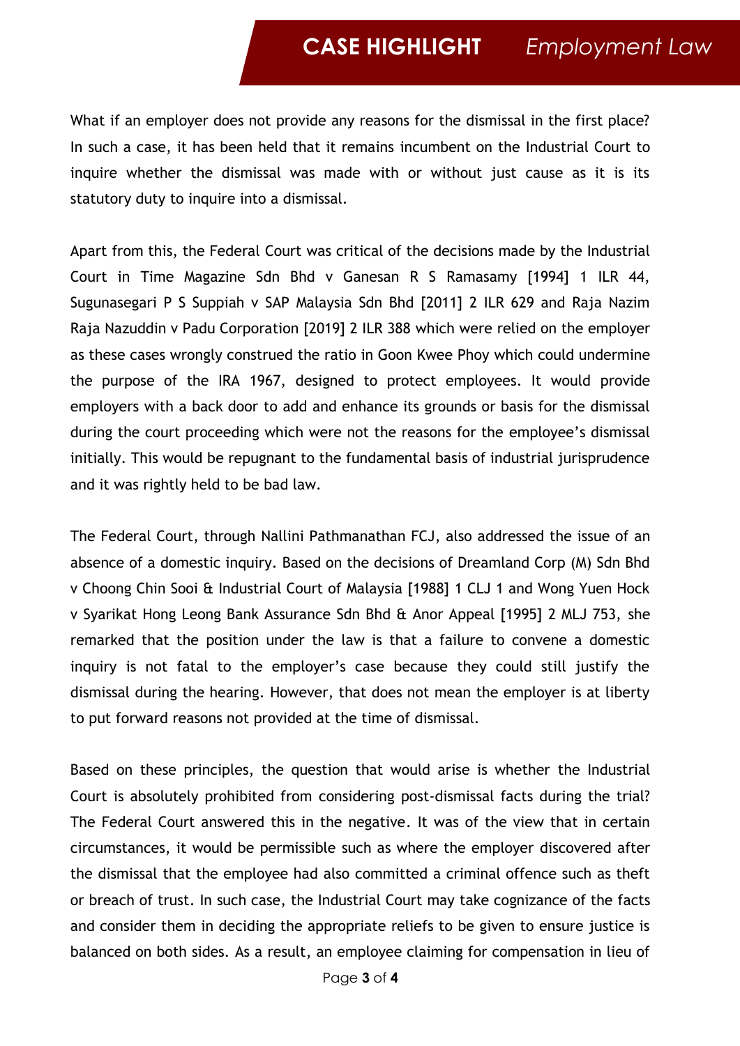What if an employer does not provide any reasons for the dismissal in the first place? In such a case, it has been held that it remains incumbent on the Industrial Court to inquire whether the dismissal was made with or without just cause as it is its statutory duty to inquire into a dismissal.

Apart from this, the Federal Court was critical of the decisions made by the Industrial Court in Time Magazine Sdn Bhd v Ganesan R S Ramasamy [1994] 1 ILR 44, Sugunasegari P S Suppiah v SAP Malaysia Sdn Bhd [2011] 2 ILR 629 and Raja Nazim Raja Nazuddin v Padu Corporation [2019] 2 ILR 388 which were relied on the employer as these cases wrongly construed the ratio in Goon Kwee Phoy which could undermine the purpose of the IRA 1967, designed to protect employees. It would provide employers with a back door to add and enhance its grounds or basis for the dismissal during the court proceeding which were not the reasons for the employee's dismissal initially. This would be repugnant to the fundamental basis of industrial jurisprudence and it was rightly held to be bad law.

The Federal Court, through Nallini Pathmanathan FCJ, also addressed the issue of an absence of a domestic inquiry. Based on the decisions of Dreamland Corp (M) Sdn Bhd v Choong Chin Sooi & Industrial Court of Malaysia [1988] 1 CLJ 1 and Wong Yuen Hock v Syarikat Hong Leong Bank Assurance Sdn Bhd & Anor Appeal [1995] 2 MLJ 753, she remarked that the position under the law is that a failure to convene a domestic inquiry is not fatal to the employer's case because they could still justify the dismissal during the hearing. However, that does not mean the employer is at liberty to put forward reasons not provided at the time of dismissal.

Based on these principles, the question that would arise is whether the Industrial Court is absolutely prohibited from considering post-dismissal facts during the trial? The Federal Court answered this in the negative. It was of the view that in certain circumstances, it would be permissible such as where the employer discovered after the dismissal that the employee had also committed a criminal offence such as theft or breach of trust. In such case, the Industrial Court may take cognizance of the facts and consider them in deciding the appropriate reliefs to be given to ensure justice is balanced on both sides. As a result, an employee claiming for compensation in lieu of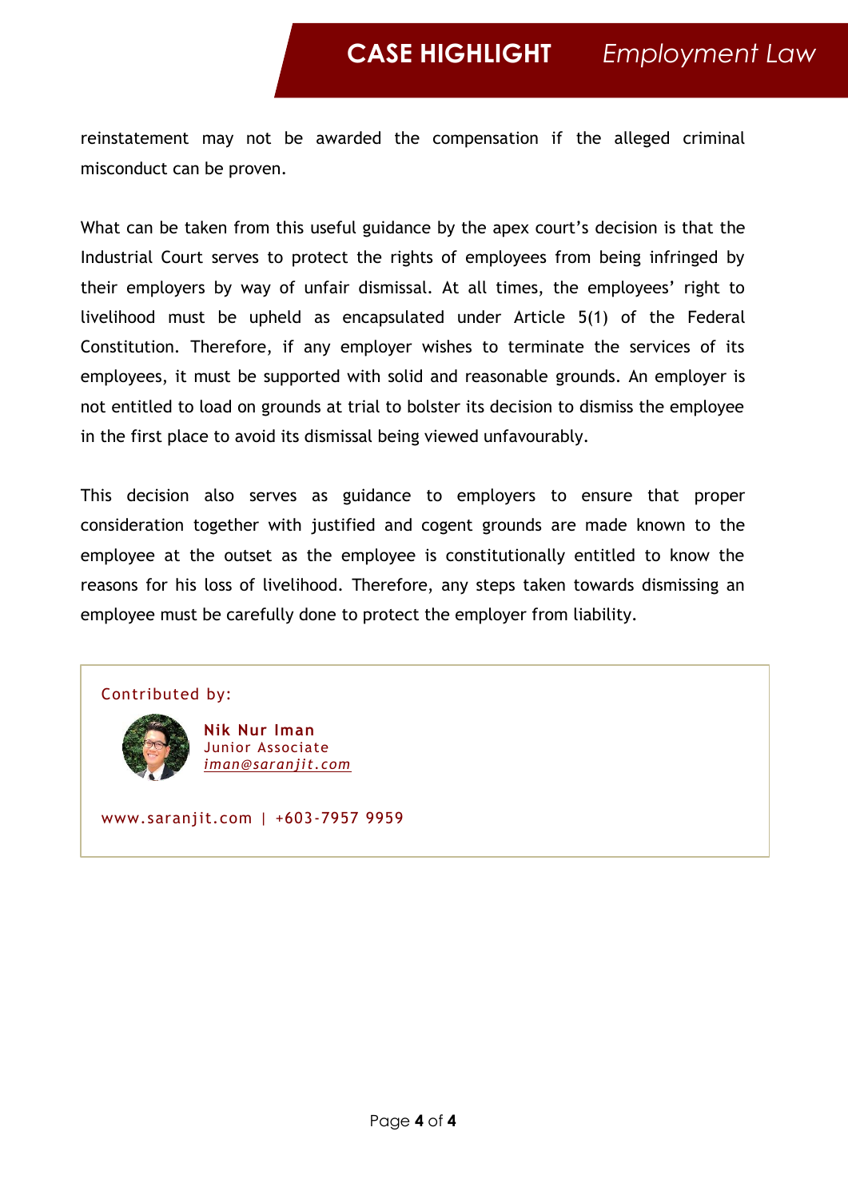reinstatement may not be awarded the compensation if the alleged criminal misconduct can be proven.

What can be taken from this useful guidance by the apex court's decision is that the Industrial Court serves to protect the rights of employees from being infringed by their employers by way of unfair dismissal. At all times, the employees' right to livelihood must be upheld as encapsulated under Article 5(1) of the Federal Constitution. Therefore, if any employer wishes to terminate the services of its employees, it must be supported with solid and reasonable grounds. An employer is not entitled to load on grounds at trial to bolster its decision to dismiss the employee in the first place to avoid its dismissal being viewed unfavourably.

This decision also serves as guidance to employers to ensure that proper consideration together with justified and cogent grounds are made known to the employee at the outset as the employee is constitutionally entitled to know the reasons for his loss of livelihood. Therefore, any steps taken towards dismissing an employee must be carefully done to protect the employer from liability.

Contributed by:

**Nik Nur Iman**
Junior Associate
*iman@saranjit.com*

www.saranjit.com | +603-7957 9959